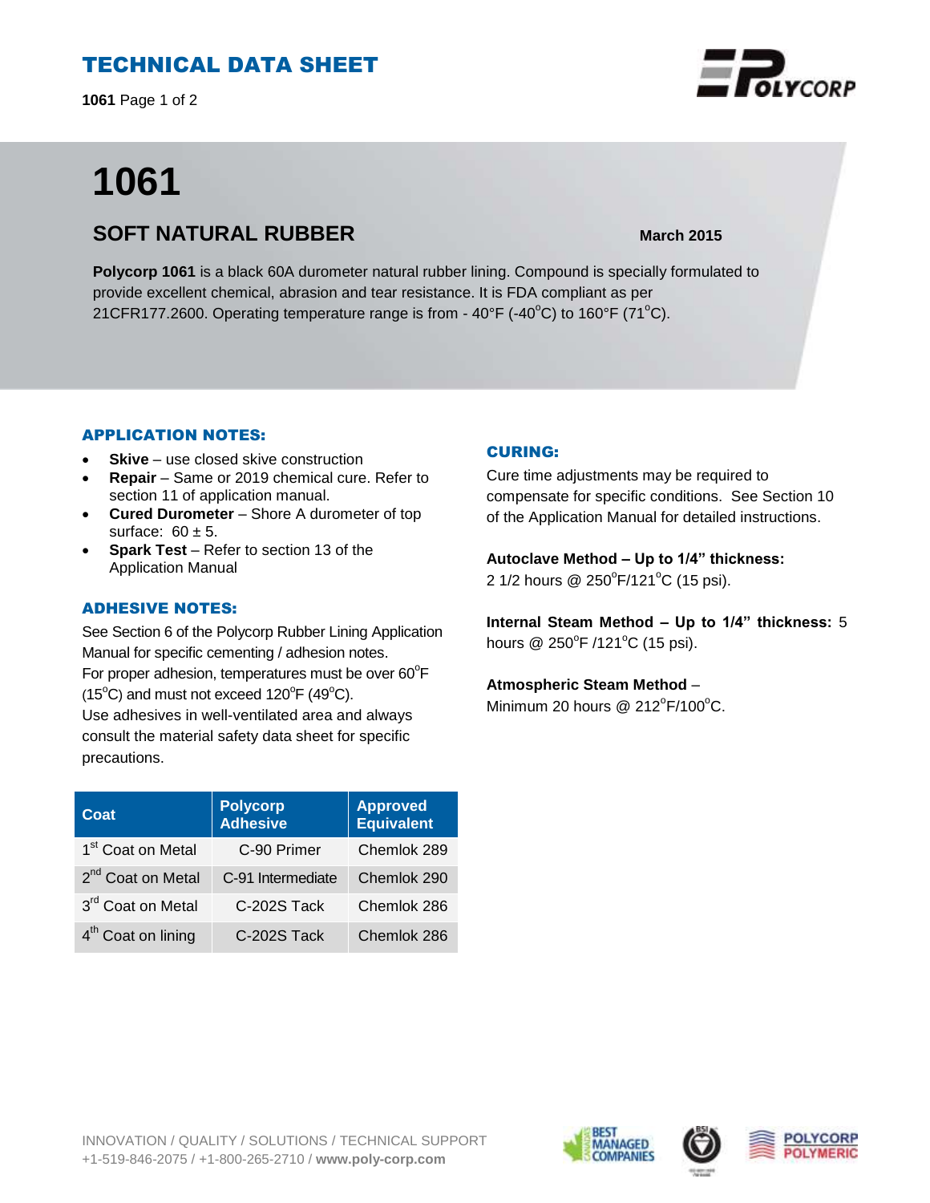# TECHNICAL DATA SHEET

# 1061

## SOFT NATURAL RUBBER

**March 2015**

**Polycorp 1061** is a black 60A durometer natural rubber lining. Compound is specially formulated to provide excellent chemical, abrasion and tear resistance. It is FDA compliant as per 21CFR177.2600. Operating temperature range is from - 40°F (-40°C) to 160°F (71°C).

### APPLICATION NOTES:

- **Skive** – use closed skive construction
- **Repair** – Same or 2019 chemical cure. Refer to section 11 of application manual.
- **Cured Durometer** – Shore A durometer of top surface: 60 ± 5.
- **Spark Test** – Refer to section 13 of the Application Manual

### ADHESIVE NOTES:

See Section 6 of the Polycorp Rubber Lining Application Manual for specific cementing / adhesion notes.
For proper adhesion, temperatures must be over 60°F (15°C) and must not exceed 120°F (49°C).
Use adhesives in well-ventilated area and always consult the material safety data sheet for specific precautions.

| Coat | Polycorp Adhesive | Approved Equivalent |
|---|---|---|
| 1st Coat on Metal | C-90 Primer | Chemlok 289 |
| 2nd Coat on Metal | C-91 Intermediate | Chemlok 290 |
| 3rd Coat on Metal | C-202S Tack | Chemlok 286 |
| 4th Coat on lining | C-202S Tack | Chemlok 286 |

### CURING:

Cure time adjustments may be required to compensate for specific conditions. See Section 10 of the Application Manual for detailed instructions.

**Autoclave Method – Up to 1/4" thickness:**
2 1/2 hours @ 250°F/121°C (15 psi).

**Internal Steam Method – Up to 1/4" thickness:** 5 hours @ 250°F /121°C (15 psi).

**Atmospheric Steam Method** –
Minimum 20 hours @ 212°F/100°C.

INNOVATION / QUALITY / SOLUTIONS / TECHNICAL SUPPORT
+1-519-846-2075 / +1-800-265-2710 / **www.poly-corp.com**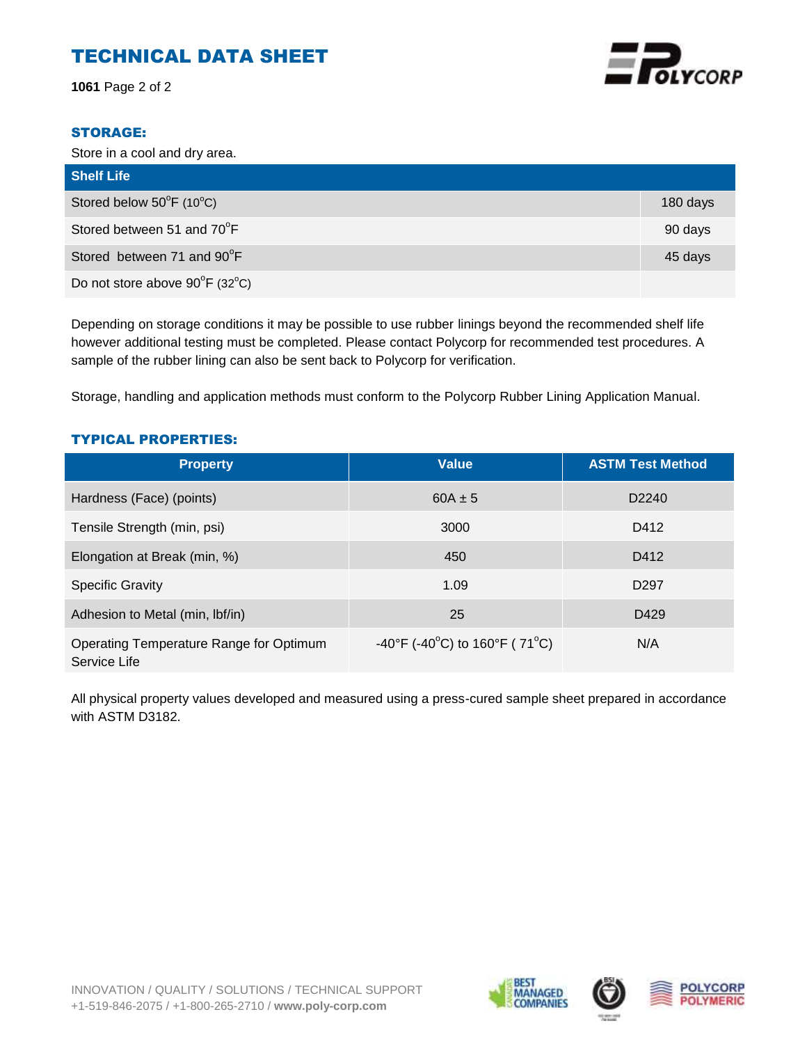### STORAGE:

Store in a cool and dry area.

| Shelf Life | |
|---|---|
| Stored below 50°F (10°C) | 180 days |
| Stored between 51 and 70°F | 90 days |
| Stored between 71 and 90°F | 45 days |
| Do not store above 90°F (32°C) | |

Depending on storage conditions it may be possible to use rubber linings beyond the recommended shelf life however additional testing must be completed. Please contact Polycorp for recommended test procedures. A sample of the rubber lining can also be sent back to Polycorp for verification.

Storage, handling and application methods must conform to the Polycorp Rubber Lining Application Manual.

### TYPICAL PROPERTIES:

| Property | Value | ASTM Test Method |
|---|---|---|
| Hardness (Face) (points) | 60A ± 5 | D2240 |
| Tensile Strength (min, psi) | 3000 | D412 |
| Elongation at Break (min, %) | 450 | D412 |
| Specific Gravity | 1.09 | D297 |
| Adhesion to Metal (min, lbf/in) | 25 | D429 |
| Operating Temperature Range for Optimum Service Life | -40°F (-40°C) to 160°F ( 71°C) | N/A |

All physical property values developed and measured using a press-cured sample sheet prepared in accordance with ASTM D3182.

INNOVATION / QUALITY / SOLUTIONS / TECHNICAL SUPPORT
+1-519-846-2075 / +1-800-265-2710 / **www.poly-corp.com**